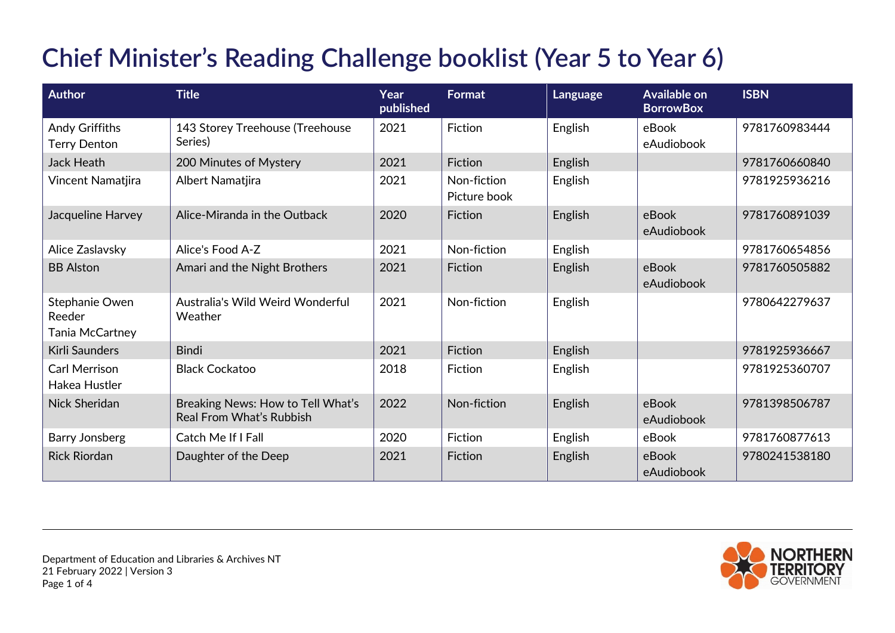# Chief Minister's Reading Challenge booklist (Year 5 to Year 6)

| Author | Title | Year published | Format | Language | Available on BorrowBox | ISBN |
|---|---|---|---|---|---|---|
| Andy Griffiths<br>Terry Denton | 143 Storey Treehouse (Treehouse Series) | 2021 | Fiction | English | eBook<br>eAudiobook | 9781760983444 |
| Jack Heath | 200 Minutes of Mystery | 2021 | Fiction | English | | 9781760660840 |
| Vincent Namatjira | Albert Namatjira | 2021 | Non-fiction<br>Picture book | English | | 9781925936216 |
| Jacqueline Harvey | Alice-Miranda in the Outback | 2020 | Fiction | English | eBook<br>eAudiobook | 9781760891039 |
| Alice Zaslavsky | Alice's Food A-Z | 2021 | Non-fiction | English | | 9781760654856 |
| BB Alston | Amari and the Night Brothers | 2021 | Fiction | English | eBook<br>eAudiobook | 9781760505882 |
| Stephanie Owen Reeder<br>Tania McCartney | Australia's Wild Weird Wonderful Weather | 2021 | Non-fiction | English | | 9780642279637 |
| Kirli Saunders | Bindi | 2021 | Fiction | English | | 9781925936667 |
| Carl Merrison<br>Hakea Hustler | Black Cockatoo | 2018 | Fiction | English | | 9781925360707 |
| Nick Sheridan | Breaking News: How to Tell What's Real From What's Rubbish | 2022 | Non-fiction | English | eBook<br>eAudiobook | 9781398506787 |
| Barry Jonsberg | Catch Me If I Fall | 2020 | Fiction | English | eBook | 9781760877613 |
| Rick Riordan | Daughter of the Deep | 2021 | Fiction | English | eBook<br>eAudiobook | 9780241538180 |

Department of Education and Libraries & Archives NT
21 February 2022 | Version 3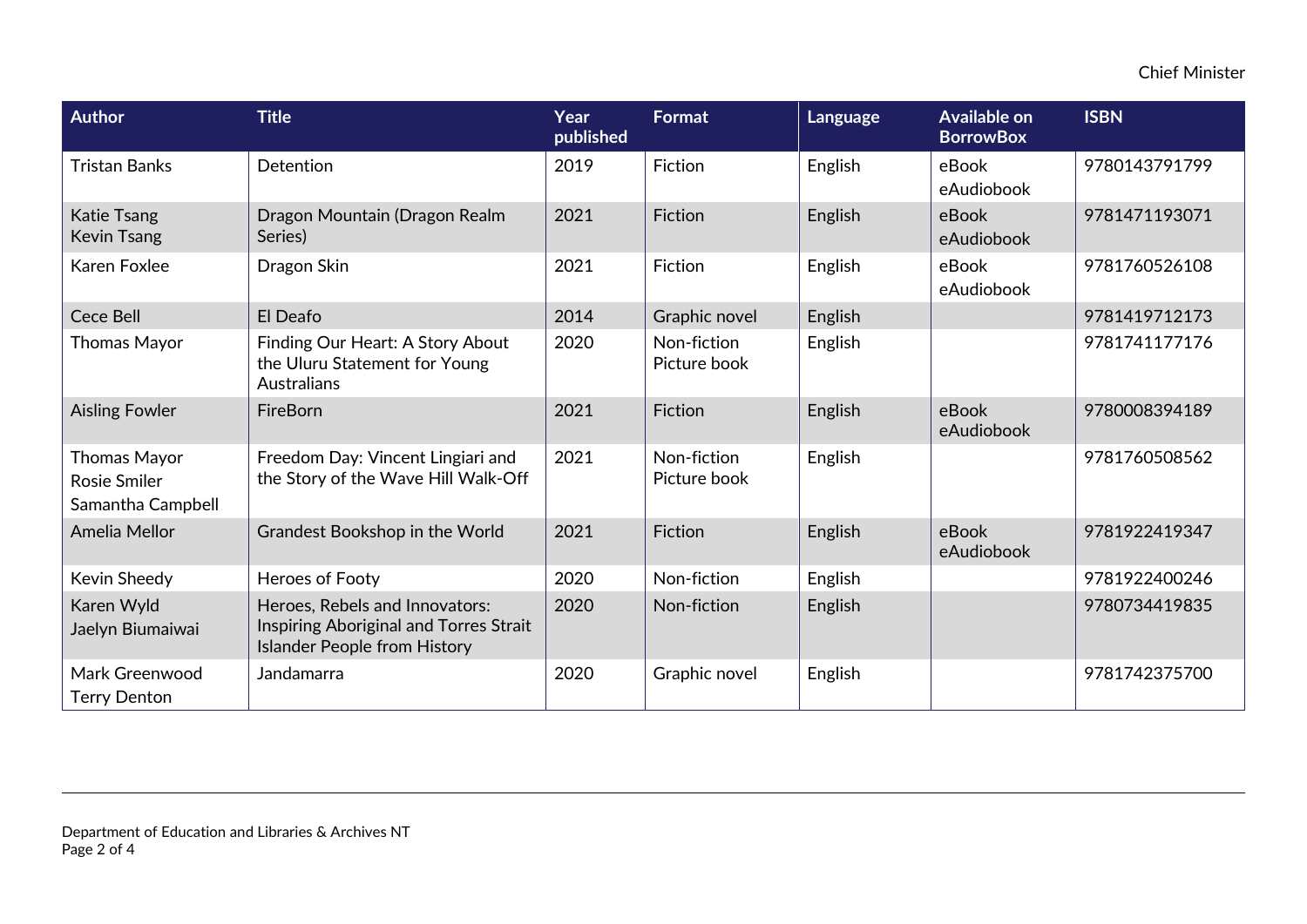| Author | Title | Year published | Format | Language | Available on BorrowBox | ISBN |
|---|---|---|---|---|---|---|
| Tristan Banks | Detention | 2019 | Fiction | English | eBook<br>eAudiobook | 9780143791799 |
| Katie Tsang<br>Kevin Tsang | Dragon Mountain (Dragon Realm Series) | 2021 | Fiction | English | eBook<br>eAudiobook | 9781471193071 |
| Karen Foxlee | Dragon Skin | 2021 | Fiction | English | eBook<br>eAudiobook | 9781760526108 |
| Cece Bell | El Deafo | 2014 | Graphic novel | English | | 9781419712173 |
| Thomas Mayor | Finding Our Heart: A Story About the Uluru Statement for Young Australians | 2020 | Non-fiction<br>Picture book | English | | 9781741177176 |
| Aisling Fowler | FireBorn | 2021 | Fiction | English | eBook<br>eAudiobook | 9780008394189 |
| Thomas Mayor<br>Rosie Smiler<br>Samantha Campbell | Freedom Day: Vincent Lingiari and the Story of the Wave Hill Walk-Off | 2021 | Non-fiction<br>Picture book | English | | 9781760508562 |
| Amelia Mellor | Grandest Bookshop in the World | 2021 | Fiction | English | eBook<br>eAudiobook | 9781922419347 |
| Kevin Sheedy | Heroes of Footy | 2020 | Non-fiction | English | | 9781922400246 |
| Karen Wyld<br>Jaelyn Biumaiwai | Heroes, Rebels and Innovators: Inspiring Aboriginal and Torres Strait Islander People from History | 2020 | Non-fiction | English | | 9780734419835 |
| Mark Greenwood<br>Terry Denton | Jandamarra | 2020 | Graphic novel | English | | 9781742375700 |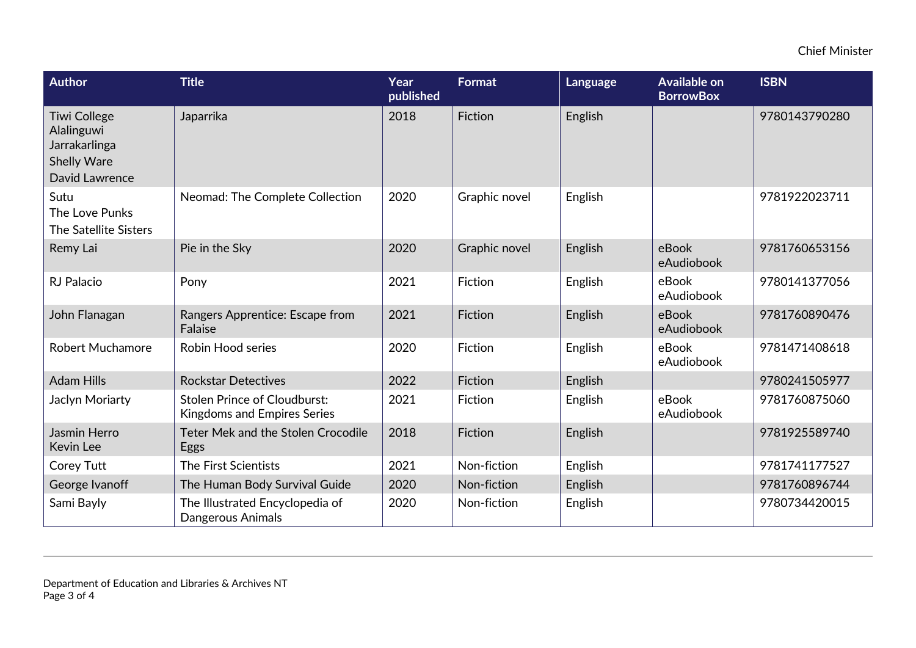| Author | Title | Year published | Format | Language | Available on BorrowBox | ISBN |
|---|---|---|---|---|---|---|
| Tiwi College Alalinguwi Jarrakarlinga<br>Shelly Ware<br>David Lawrence | Japarrika | 2018 | Fiction | English | | 9780143790280 |
| Sutu<br>The Love Punks<br>The Satellite Sisters | Neomad: The Complete Collection | 2020 | Graphic novel | English | | 9781922023711 |
| Remy Lai | Pie in the Sky | 2020 | Graphic novel | English | eBook<br>eAudiobook | 9781760653156 |
| RJ Palacio | Pony | 2021 | Fiction | English | eBook<br>eAudiobook | 9780141377056 |
| John Flanagan | Rangers Apprentice: Escape from Falaise | 2021 | Fiction | English | eBook<br>eAudiobook | 9781760890476 |
| Robert Muchamore | Robin Hood series | 2020 | Fiction | English | eBook<br>eAudiobook | 9781471408618 |
| Adam Hills | Rockstar Detectives | 2022 | Fiction | English | | 9780241505977 |
| Jaclyn Moriarty | Stolen Prince of Cloudburst: Kingdoms and Empires Series | 2021 | Fiction | English | eBook<br>eAudiobook | 9781760875060 |
| Jasmin Herro<br>Kevin Lee | Teter Mek and the Stolen Crocodile Eggs | 2018 | Fiction | English | | 9781925589740 |
| Corey Tutt | The First Scientists | 2021 | Non-fiction | English | | 9781741177527 |
| George Ivanoff | The Human Body Survival Guide | 2020 | Non-fiction | English | | 9781760896744 |
| Sami Bayly | The Illustrated Encyclopedia of Dangerous Animals | 2020 | Non-fiction | English | | 9780734420015 |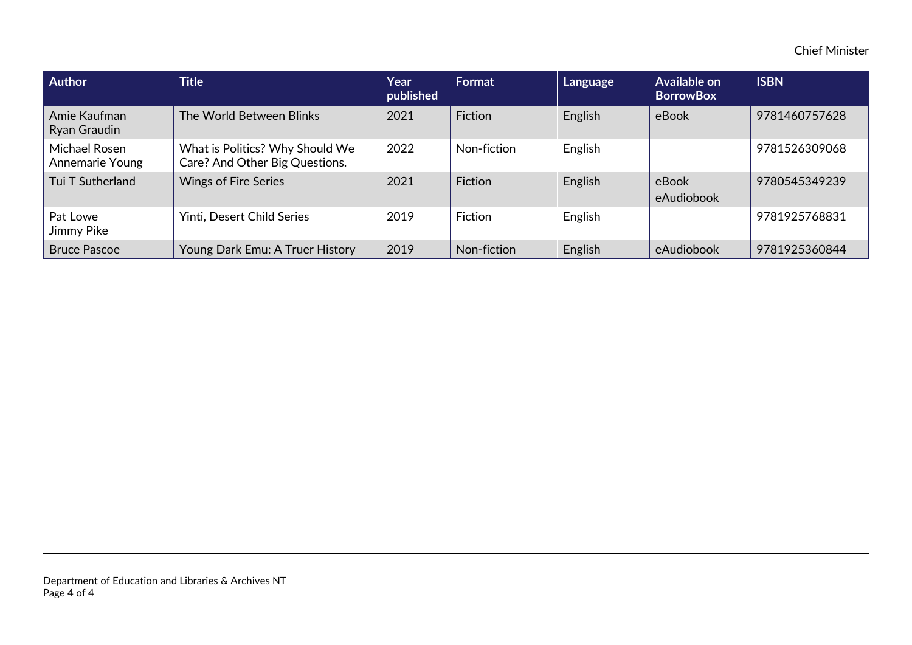| Author | Title | Year published | Format | Language | Available on BorrowBox | ISBN |
|---|---|---|---|---|---|---|
| Amie Kaufman<br>Ryan Graudin | The World Between Blinks | 2021 | Fiction | English | eBook | 9781460757628 |
| Michael Rosen<br>Annemarie Young | What is Politics? Why Should We Care? And Other Big Questions. | 2022 | Non-fiction | English | | 9781526309068 |
| Tui T Sutherland | Wings of Fire Series | 2021 | Fiction | English | eBook<br>eAudiobook | 9780545349239 |
| Pat Lowe<br>Jimmy Pike | Yinti, Desert Child Series | 2019 | Fiction | English | | 9781925768831 |
| Bruce Pascoe | Young Dark Emu: A Truer History | 2019 | Non-fiction | English | eAudiobook | 9781925360844 |